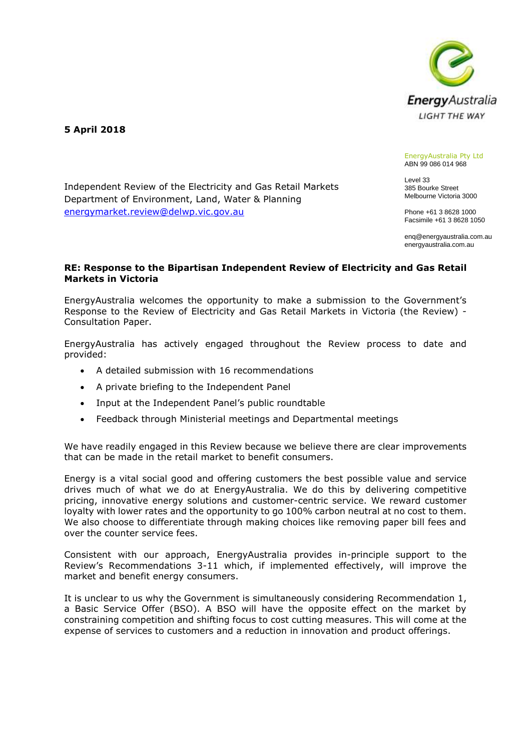**5 April 2018**

EnergyAustralia Pty Ltd
ABN 99 086 014 968

Level 33
385 Bourke Street
Melbourne Victoria 3000

Phone +61 3 8628 1000
Facsimile +61 3 8628 1050

enq@energyaustralia.com.au
energyaustralia.com.au

Independent Review of the Electricity and Gas Retail Markets
Department of Environment, Land, Water & Planning
energymarket.review@delwp.vic.gov.au

**RE: Response to the Bipartisan Independent Review of Electricity and Gas Retail Markets in Victoria**

EnergyAustralia welcomes the opportunity to make a submission to the Government's Response to the Review of Electricity and Gas Retail Markets in Victoria (the Review) - Consultation Paper.

EnergyAustralia has actively engaged throughout the Review process to date and provided:

- A detailed submission with 16 recommendations
- A private briefing to the Independent Panel
- Input at the Independent Panel's public roundtable
- Feedback through Ministerial meetings and Departmental meetings

We have readily engaged in this Review because we believe there are clear improvements that can be made in the retail market to benefit consumers.

Energy is a vital social good and offering customers the best possible value and service drives much of what we do at EnergyAustralia. We do this by delivering competitive pricing, innovative energy solutions and customer-centric service. We reward customer loyalty with lower rates and the opportunity to go 100% carbon neutral at no cost to them. We also choose to differentiate through making choices like removing paper bill fees and over the counter service fees.

Consistent with our approach, EnergyAustralia provides in-principle support to the Review's Recommendations 3-11 which, if implemented effectively, will improve the market and benefit energy consumers.

It is unclear to us why the Government is simultaneously considering Recommendation 1, a Basic Service Offer (BSO). A BSO will have the opposite effect on the market by constraining competition and shifting focus to cost cutting measures. This will come at the expense of services to customers and a reduction in innovation and product offerings.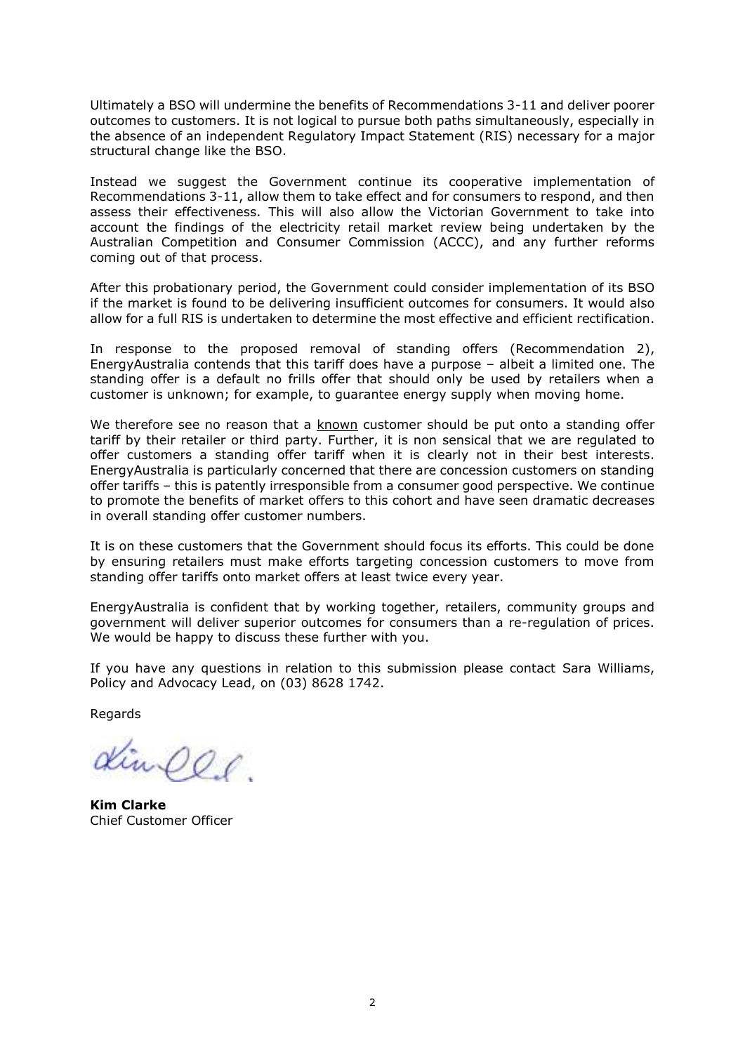Ultimately a BSO will undermine the benefits of Recommendations 3-11 and deliver poorer outcomes to customers. It is not logical to pursue both paths simultaneously, especially in the absence of an independent Regulatory Impact Statement (RIS) necessary for a major structural change like the BSO.

Instead we suggest the Government continue its cooperative implementation of Recommendations 3-11, allow them to take effect and for consumers to respond, and then assess their effectiveness. This will also allow the Victorian Government to take into account the findings of the electricity retail market review being undertaken by the Australian Competition and Consumer Commission (ACCC), and any further reforms coming out of that process.

After this probationary period, the Government could consider implementation of its BSO if the market is found to be delivering insufficient outcomes for consumers. It would also allow for a full RIS is undertaken to determine the most effective and efficient rectification.

In response to the proposed removal of standing offers (Recommendation 2), EnergyAustralia contends that this tariff does have a purpose – albeit a limited one. The standing offer is a default no frills offer that should only be used by retailers when a customer is unknown; for example, to guarantee energy supply when moving home.

We therefore see no reason that a <u>known</u> customer should be put onto a standing offer tariff by their retailer or third party. Further, it is non sensical that we are regulated to offer customers a standing offer tariff when it is clearly not in their best interests. EnergyAustralia is particularly concerned that there are concession customers on standing offer tariffs – this is patently irresponsible from a consumer good perspective. We continue to promote the benefits of market offers to this cohort and have seen dramatic decreases in overall standing offer customer numbers.

It is on these customers that the Government should focus its efforts. This could be done by ensuring retailers must make efforts targeting concession customers to move from standing offer tariffs onto market offers at least twice every year.

EnergyAustralia is confident that by working together, retailers, community groups and government will deliver superior outcomes for consumers than a re-regulation of prices. We would be happy to discuss these further with you.

If you have any questions in relation to this submission please contact Sara Williams, Policy and Advocacy Lead, on (03) 8628 1742.

Regards

**Kim Clarke**
Chief Customer Officer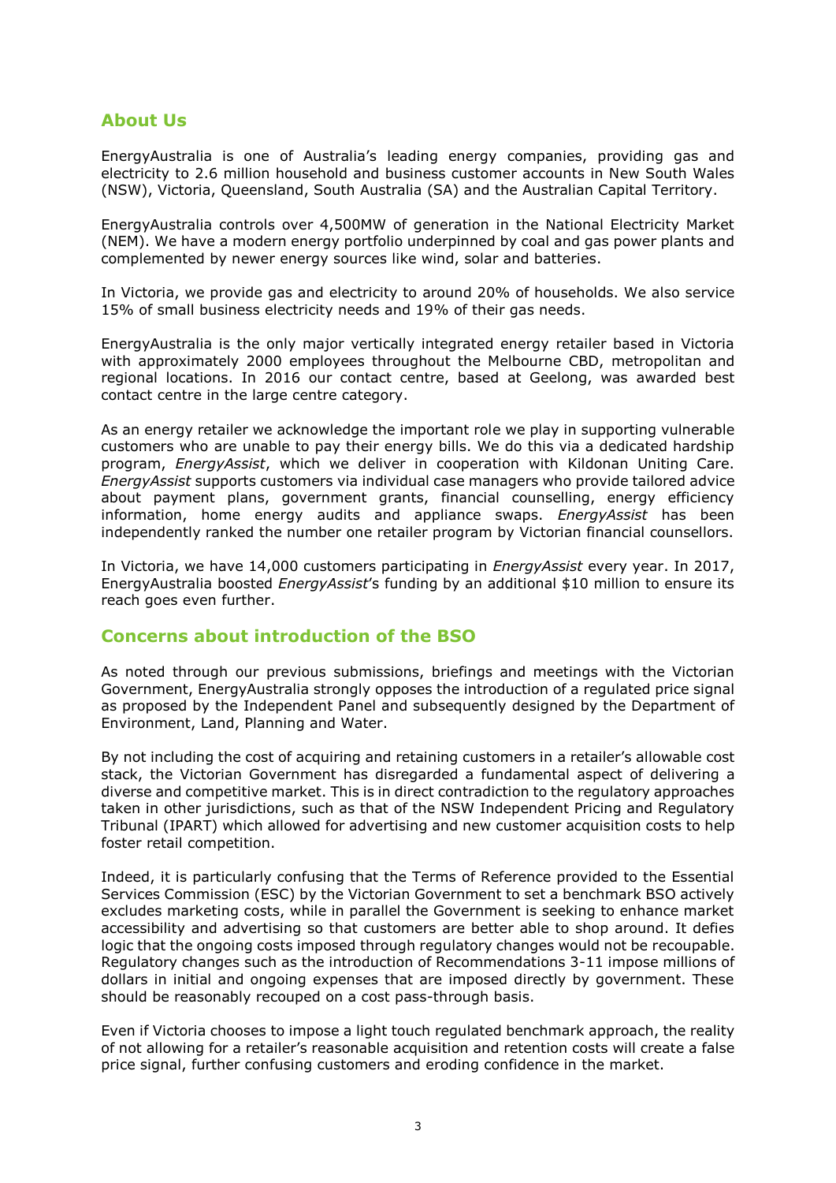## About Us

EnergyAustralia is one of Australia's leading energy companies, providing gas and electricity to 2.6 million household and business customer accounts in New South Wales (NSW), Victoria, Queensland, South Australia (SA) and the Australian Capital Territory.

EnergyAustralia controls over 4,500MW of generation in the National Electricity Market (NEM). We have a modern energy portfolio underpinned by coal and gas power plants and complemented by newer energy sources like wind, solar and batteries.

In Victoria, we provide gas and electricity to around 20% of households. We also service 15% of small business electricity needs and 19% of their gas needs.

EnergyAustralia is the only major vertically integrated energy retailer based in Victoria with approximately 2000 employees throughout the Melbourne CBD, metropolitan and regional locations. In 2016 our contact centre, based at Geelong, was awarded best contact centre in the large centre category.

As an energy retailer we acknowledge the important role we play in supporting vulnerable customers who are unable to pay their energy bills. We do this via a dedicated hardship program, *EnergyAssist*, which we deliver in cooperation with Kildonan Uniting Care. *EnergyAssist* supports customers via individual case managers who provide tailored advice about payment plans, government grants, financial counselling, energy efficiency information, home energy audits and appliance swaps. *EnergyAssist* has been independently ranked the number one retailer program by Victorian financial counsellors.

In Victoria, we have 14,000 customers participating in *EnergyAssist* every year. In 2017, EnergyAustralia boosted *EnergyAssist*'s funding by an additional $10 million to ensure its reach goes even further.

## Concerns about introduction of the BSO

As noted through our previous submissions, briefings and meetings with the Victorian Government, EnergyAustralia strongly opposes the introduction of a regulated price signal as proposed by the Independent Panel and subsequently designed by the Department of Environment, Land, Planning and Water.

By not including the cost of acquiring and retaining customers in a retailer's allowable cost stack, the Victorian Government has disregarded a fundamental aspect of delivering a diverse and competitive market. This is in direct contradiction to the regulatory approaches taken in other jurisdictions, such as that of the NSW Independent Pricing and Regulatory Tribunal (IPART) which allowed for advertising and new customer acquisition costs to help foster retail competition.

Indeed, it is particularly confusing that the Terms of Reference provided to the Essential Services Commission (ESC) by the Victorian Government to set a benchmark BSO actively excludes marketing costs, while in parallel the Government is seeking to enhance market accessibility and advertising so that customers are better able to shop around. It defies logic that the ongoing costs imposed through regulatory changes would not be recoupable. Regulatory changes such as the introduction of Recommendations 3-11 impose millions of dollars in initial and ongoing expenses that are imposed directly by government. These should be reasonably recouped on a cost pass-through basis.

Even if Victoria chooses to impose a light touch regulated benchmark approach, the reality of not allowing for a retailer's reasonable acquisition and retention costs will create a false price signal, further confusing customers and eroding confidence in the market.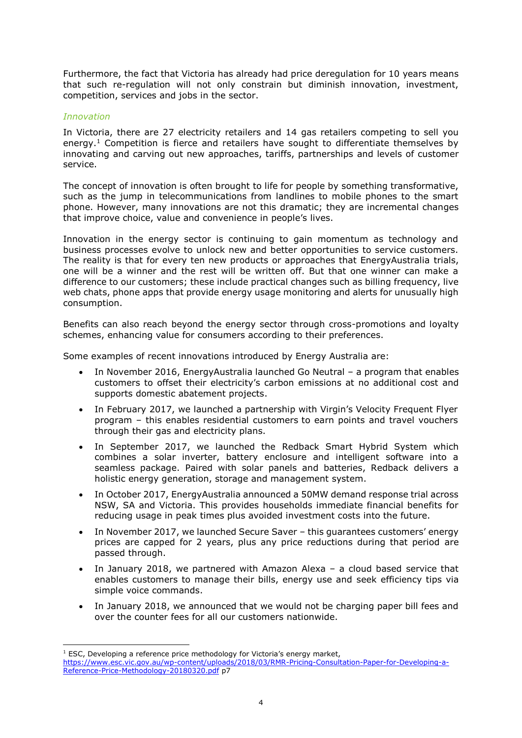Furthermore, the fact that Victoria has already had price deregulation for 10 years means that such re-regulation will not only constrain but diminish innovation, investment, competition, services and jobs in the sector.

### *Innovation*

In Victoria, there are 27 electricity retailers and 14 gas retailers competing to sell you energy.[1] Competition is fierce and retailers have sought to differentiate themselves by innovating and carving out new approaches, tariffs, partnerships and levels of customer service.

The concept of innovation is often brought to life for people by something transformative, such as the jump in telecommunications from landlines to mobile phones to the smart phone. However, many innovations are not this dramatic; they are incremental changes that improve choice, value and convenience in people's lives.

Innovation in the energy sector is continuing to gain momentum as technology and business processes evolve to unlock new and better opportunities to service customers. The reality is that for every ten new products or approaches that EnergyAustralia trials, one will be a winner and the rest will be written off. But that one winner can make a difference to our customers; these include practical changes such as billing frequency, live web chats, phone apps that provide energy usage monitoring and alerts for unusually high consumption.

Benefits can also reach beyond the energy sector through cross-promotions and loyalty schemes, enhancing value for consumers according to their preferences.

Some examples of recent innovations introduced by Energy Australia are:

- In November 2016, EnergyAustralia launched Go Neutral – a program that enables customers to offset their electricity's carbon emissions at no additional cost and supports domestic abatement projects.
- In February 2017, we launched a partnership with Virgin's Velocity Frequent Flyer program – this enables residential customers to earn points and travel vouchers through their gas and electricity plans.
- In September 2017, we launched the Redback Smart Hybrid System which combines a solar inverter, battery enclosure and intelligent software into a seamless package. Paired with solar panels and batteries, Redback delivers a holistic energy generation, storage and management system.
- In October 2017, EnergyAustralia announced a 50MW demand response trial across NSW, SA and Victoria. This provides households immediate financial benefits for reducing usage in peak times plus avoided investment costs into the future.
- In November 2017, we launched Secure Saver – this guarantees customers' energy prices are capped for 2 years, plus any price reductions during that period are passed through.
- In January 2018, we partnered with Amazon Alexa – a cloud based service that enables customers to manage their bills, energy use and seek efficiency tips via simple voice commands.
- In January 2018, we announced that we would not be charging paper bill fees and over the counter fees for all our customers nationwide.

---

[1] ESC, Developing a reference price methodology for Victoria's energy market, https://www.esc.vic.gov.au/wp-content/uploads/2018/03/RMR-Pricing-Consultation-Paper-for-Developing-a-Reference-Price-Methodology-20180320.pdf p7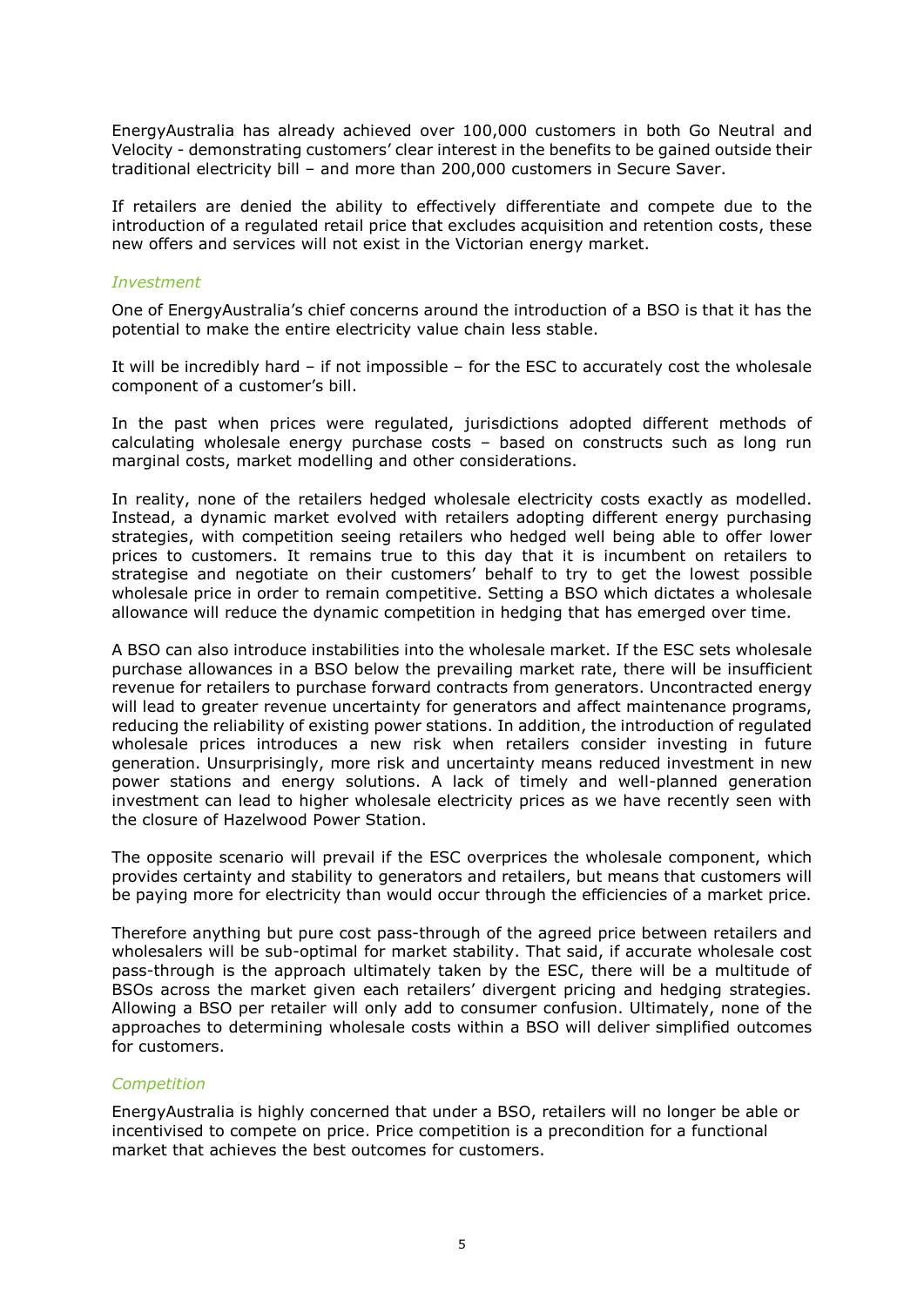EnergyAustralia has already achieved over 100,000 customers in both Go Neutral and Velocity - demonstrating customers' clear interest in the benefits to be gained outside their traditional electricity bill – and more than 200,000 customers in Secure Saver.

If retailers are denied the ability to effectively differentiate and compete due to the introduction of a regulated retail price that excludes acquisition and retention costs, these new offers and services will not exist in the Victorian energy market.

*Investment*

One of EnergyAustralia's chief concerns around the introduction of a BSO is that it has the potential to make the entire electricity value chain less stable.

It will be incredibly hard – if not impossible – for the ESC to accurately cost the wholesale component of a customer's bill.

In the past when prices were regulated, jurisdictions adopted different methods of calculating wholesale energy purchase costs – based on constructs such as long run marginal costs, market modelling and other considerations.

In reality, none of the retailers hedged wholesale electricity costs exactly as modelled. Instead, a dynamic market evolved with retailers adopting different energy purchasing strategies, with competition seeing retailers who hedged well being able to offer lower prices to customers. It remains true to this day that it is incumbent on retailers to strategise and negotiate on their customers' behalf to try to get the lowest possible wholesale price in order to remain competitive. Setting a BSO which dictates a wholesale allowance will reduce the dynamic competition in hedging that has emerged over time.

A BSO can also introduce instabilities into the wholesale market. If the ESC sets wholesale purchase allowances in a BSO below the prevailing market rate, there will be insufficient revenue for retailers to purchase forward contracts from generators. Uncontracted energy will lead to greater revenue uncertainty for generators and affect maintenance programs, reducing the reliability of existing power stations. In addition, the introduction of regulated wholesale prices introduces a new risk when retailers consider investing in future generation. Unsurprisingly, more risk and uncertainty means reduced investment in new power stations and energy solutions. A lack of timely and well-planned generation investment can lead to higher wholesale electricity prices as we have recently seen with the closure of Hazelwood Power Station.

The opposite scenario will prevail if the ESC overprices the wholesale component, which provides certainty and stability to generators and retailers, but means that customers will be paying more for electricity than would occur through the efficiencies of a market price.

Therefore anything but pure cost pass-through of the agreed price between retailers and wholesalers will be sub-optimal for market stability. That said, if accurate wholesale cost pass-through is the approach ultimately taken by the ESC, there will be a multitude of BSOs across the market given each retailers' divergent pricing and hedging strategies. Allowing a BSO per retailer will only add to consumer confusion. Ultimately, none of the approaches to determining wholesale costs within a BSO will deliver simplified outcomes for customers.

*Competition*

EnergyAustralia is highly concerned that under a BSO, retailers will no longer be able or incentivised to compete on price. Price competition is a precondition for a functional market that achieves the best outcomes for customers.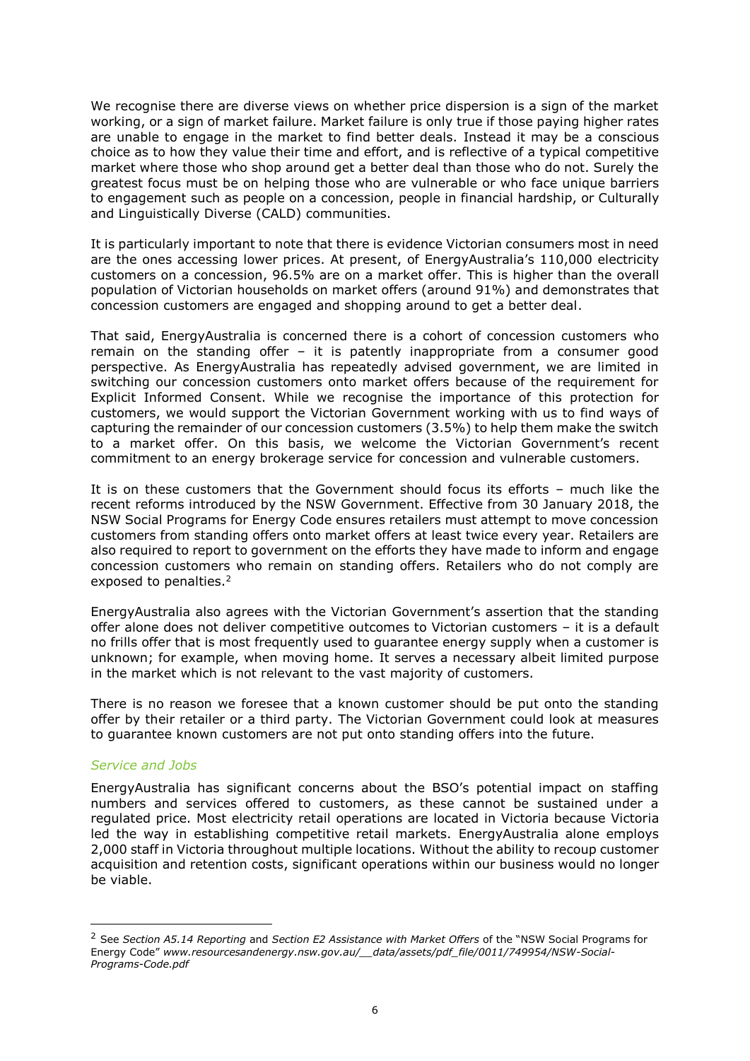We recognise there are diverse views on whether price dispersion is a sign of the market working, or a sign of market failure. Market failure is only true if those paying higher rates are unable to engage in the market to find better deals. Instead it may be a conscious choice as to how they value their time and effort, and is reflective of a typical competitive market where those who shop around get a better deal than those who do not. Surely the greatest focus must be on helping those who are vulnerable or who face unique barriers to engagement such as people on a concession, people in financial hardship, or Culturally and Linguistically Diverse (CALD) communities.

It is particularly important to note that there is evidence Victorian consumers most in need are the ones accessing lower prices. At present, of EnergyAustralia's 110,000 electricity customers on a concession, 96.5% are on a market offer. This is higher than the overall population of Victorian households on market offers (around 91%) and demonstrates that concession customers are engaged and shopping around to get a better deal.

That said, EnergyAustralia is concerned there is a cohort of concession customers who remain on the standing offer – it is patently inappropriate from a consumer good perspective. As EnergyAustralia has repeatedly advised government, we are limited in switching our concession customers onto market offers because of the requirement for Explicit Informed Consent. While we recognise the importance of this protection for customers, we would support the Victorian Government working with us to find ways of capturing the remainder of our concession customers (3.5%) to help them make the switch to a market offer. On this basis, we welcome the Victorian Government's recent commitment to an energy brokerage service for concession and vulnerable customers.

It is on these customers that the Government should focus its efforts – much like the recent reforms introduced by the NSW Government. Effective from 30 January 2018, the NSW Social Programs for Energy Code ensures retailers must attempt to move concession customers from standing offers onto market offers at least twice every year. Retailers are also required to report to government on the efforts they have made to inform and engage concession customers who remain on standing offers. Retailers who do not comply are exposed to penalties.[2]

EnergyAustralia also agrees with the Victorian Government's assertion that the standing offer alone does not deliver competitive outcomes to Victorian customers – it is a default no frills offer that is most frequently used to guarantee energy supply when a customer is unknown; for example, when moving home. It serves a necessary albeit limited purpose in the market which is not relevant to the vast majority of customers.

There is no reason we foresee that a known customer should be put onto the standing offer by their retailer or a third party. The Victorian Government could look at measures to guarantee known customers are not put onto standing offers into the future.

### *Service and Jobs*

EnergyAustralia has significant concerns about the BSO's potential impact on staffing numbers and services offered to customers, as these cannot be sustained under a regulated price. Most electricity retail operations are located in Victoria because Victoria led the way in establishing competitive retail markets. EnergyAustralia alone employs 2,000 staff in Victoria throughout multiple locations. Without the ability to recoup customer acquisition and retention costs, significant operations within our business would no longer be viable.

---

[2] See *Section A5.14 Reporting* and *Section E2 Assistance with Market Offers* of the "NSW Social Programs for Energy Code" *www.resourcesandenergy.nsw.gov.au/__data/assets/pdf_file/0011/749954/NSW-Social-Programs-Code.pdf*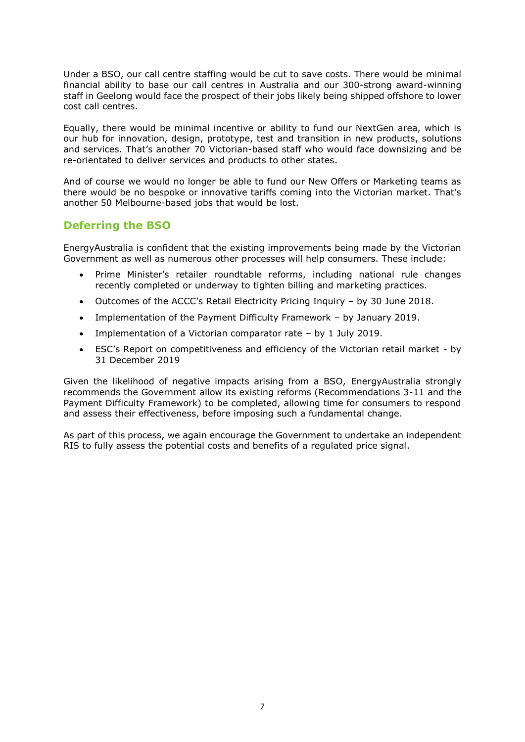Under a BSO, our call centre staffing would be cut to save costs. There would be minimal financial ability to base our call centres in Australia and our 300-strong award-winning staff in Geelong would face the prospect of their jobs likely being shipped offshore to lower cost call centres.

Equally, there would be minimal incentive or ability to fund our NextGen area, which is our hub for innovation, design, prototype, test and transition in new products, solutions and services. That's another 70 Victorian-based staff who would face downsizing and be re-orientated to deliver services and products to other states.

And of course we would no longer be able to fund our New Offers or Marketing teams as there would be no bespoke or innovative tariffs coming into the Victorian market. That's another 50 Melbourne-based jobs that would be lost.

## Deferring the BSO

EnergyAustralia is confident that the existing improvements being made by the Victorian Government as well as numerous other processes will help consumers. These include:

- Prime Minister's retailer roundtable reforms, including national rule changes recently completed or underway to tighten billing and marketing practices.
- Outcomes of the ACCC's Retail Electricity Pricing Inquiry – by 30 June 2018.
- Implementation of the Payment Difficulty Framework – by January 2019.
- Implementation of a Victorian comparator rate – by 1 July 2019.
- ESC's Report on competitiveness and efficiency of the Victorian retail market - by 31 December 2019

Given the likelihood of negative impacts arising from a BSO, EnergyAustralia strongly recommends the Government allow its existing reforms (Recommendations 3-11 and the Payment Difficulty Framework) to be completed, allowing time for consumers to respond and assess their effectiveness, before imposing such a fundamental change.

As part of this process, we again encourage the Government to undertake an independent RIS to fully assess the potential costs and benefits of a regulated price signal.